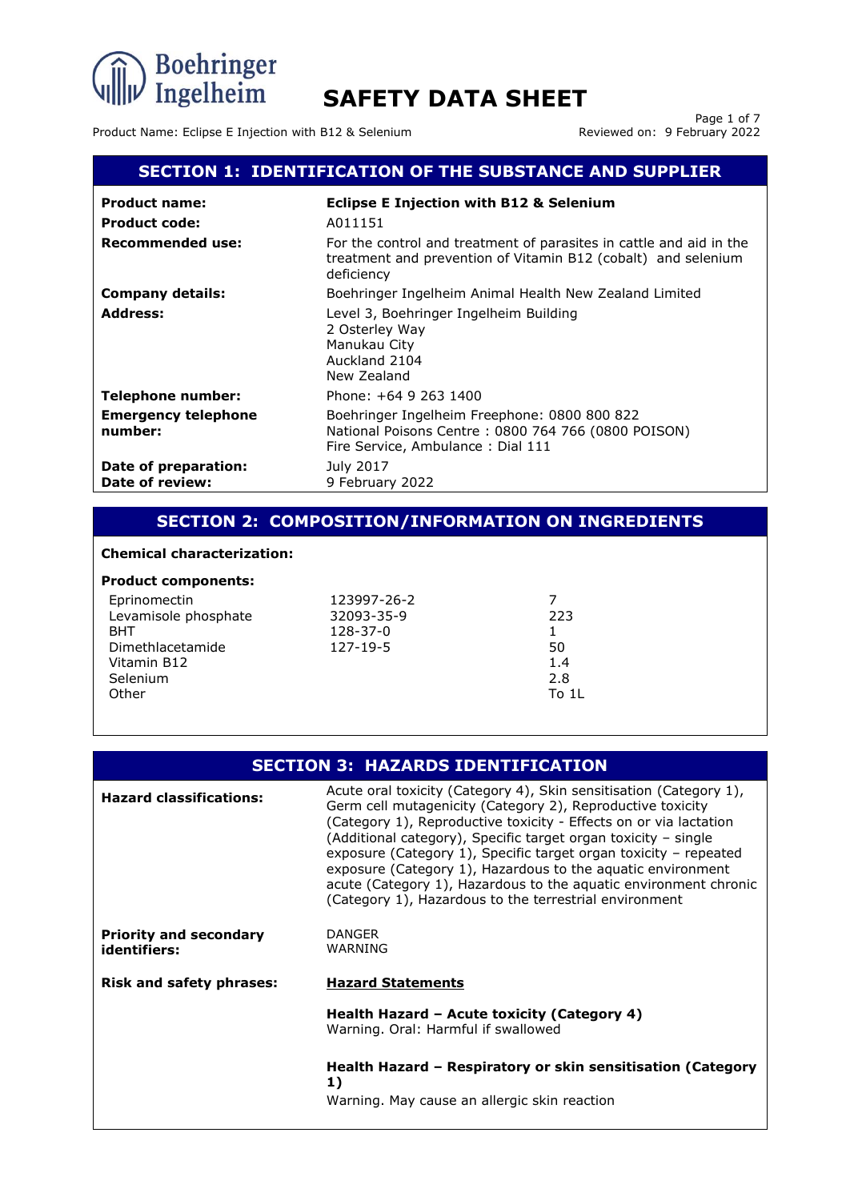# SAFETY DATA SHEET

Product Name: Eclipse E Injection with B12 & Selenium

Reviewed on: 9 February 2022

## SECTION 1: IDENTIFICATION OF THE SUBSTANCE AND SUPPLIER

| | |
|---|---|
| **Product name:** | **Eclipse E Injection with B12 & Selenium** |
| **Product code:** | A011151 |
| **Recommended use:** | For the control and treatment of parasites in cattle and aid in the treatment and prevention of Vitamin B12 (cobalt) and selenium deficiency |
| **Company details:** | Boehringer Ingelheim Animal Health New Zealand Limited |
| **Address:** | Level 3, Boehringer Ingelheim Building<br>2 Osterley Way<br>Manukau City<br>Auckland 2104<br>New Zealand |
| **Telephone number:** | Phone: +64 9 263 1400 |
| **Emergency telephone number:** | Boehringer Ingelheim Freephone: 0800 800 822<br>National Poisons Centre : 0800 764 766 (0800 POISON)<br>Fire Service, Ambulance : Dial 111 |
| **Date of preparation:** | July 2017 |
| **Date of review:** | 9 February 2022 |

## SECTION 2: COMPOSITION/INFORMATION ON INGREDIENTS

**Chemical characterization:**

**Product components:**

| | | |
|---|---|---|
| Eprinomectin | 123997-26-2 | 7 |
| Levamisole phosphate | 32093-35-9 | 223 |
| BHT | 128-37-0 | 1 |
| Dimethlacetamide | 127-19-5 | 50 |
| Vitamin B12 | | 1.4 |
| Selenium | | 2.8 |
| Other | | To 1L |

## SECTION 3: HAZARDS IDENTIFICATION

**Hazard classifications:**

Acute oral toxicity (Category 4), Skin sensitisation (Category 1), Germ cell mutagenicity (Category 2), Reproductive toxicity (Category 1), Reproductive toxicity - Effects on or via lactation (Additional category), Specific target organ toxicity – single exposure (Category 1), Specific target organ toxicity – repeated exposure (Category 1), Hazardous to the aquatic environment acute (Category 1), Hazardous to the aquatic environment chronic (Category 1), Hazardous to the terrestrial environment

**Priority and secondary identifiers:**

DANGER
WARNING

**Risk and safety phrases:**

**Hazard Statements**

**Health Hazard – Acute toxicity (Category 4)**
Warning. Oral: Harmful if swallowed

**Health Hazard – Respiratory or skin sensitisation (Category 1)**
Warning. May cause an allergic skin reaction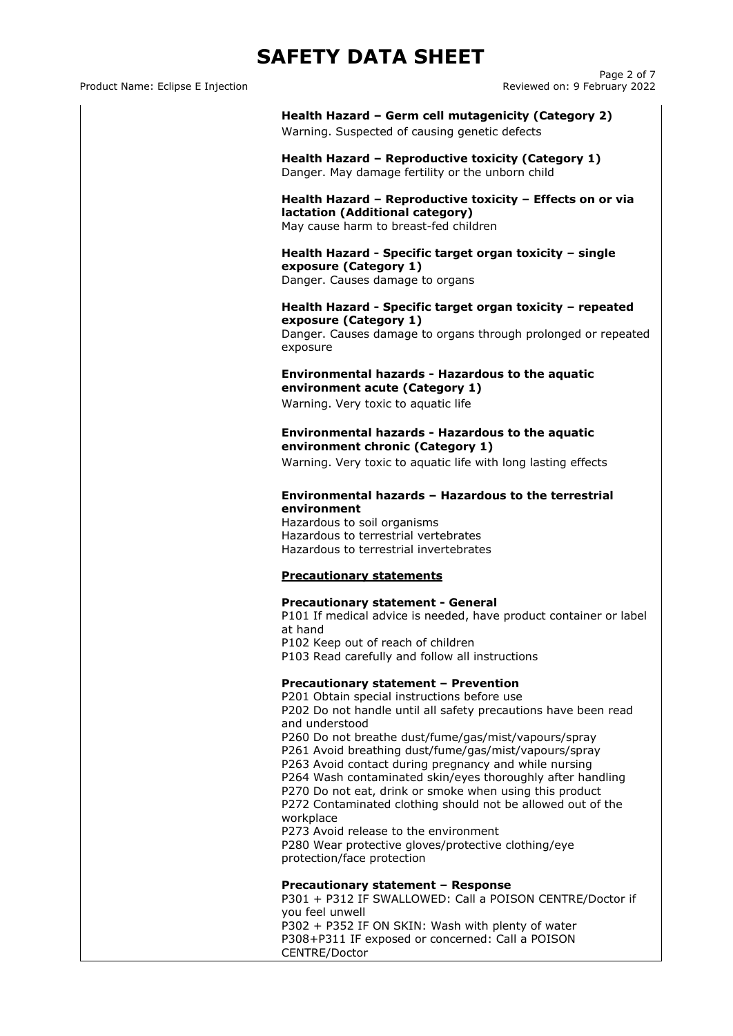**Health Hazard – Germ cell mutagenicity (Category 2)**
Warning. Suspected of causing genetic defects

**Health Hazard – Reproductive toxicity (Category 1)**
Danger. May damage fertility or the unborn child

**Health Hazard – Reproductive toxicity – Effects on or via lactation (Additional category)**
May cause harm to breast-fed children

**Health Hazard - Specific target organ toxicity – single exposure (Category 1)**
Danger. Causes damage to organs

**Health Hazard - Specific target organ toxicity – repeated exposure (Category 1)**
Danger. Causes damage to organs through prolonged or repeated exposure

**Environmental hazards - Hazardous to the aquatic environment acute (Category 1)**
Warning. Very toxic to aquatic life

**Environmental hazards - Hazardous to the aquatic environment chronic (Category 1)**
Warning. Very toxic to aquatic life with long lasting effects

**Environmental hazards – Hazardous to the terrestrial environment**
Hazardous to soil organisms
Hazardous to terrestrial vertebrates
Hazardous to terrestrial invertebrates

**Precautionary statements**

**Precautionary statement - General**
P101 If medical advice is needed, have product container or label at hand
P102 Keep out of reach of children
P103 Read carefully and follow all instructions

**Precautionary statement – Prevention**
P201 Obtain special instructions before use
P202 Do not handle until all safety precautions have been read and understood
P260 Do not breathe dust/fume/gas/mist/vapours/spray
P261 Avoid breathing dust/fume/gas/mist/vapours/spray
P263 Avoid contact during pregnancy and while nursing
P264 Wash contaminated skin/eyes thoroughly after handling
P270 Do not eat, drink or smoke when using this product
P272 Contaminated clothing should not be allowed out of the workplace
P273 Avoid release to the environment
P280 Wear protective gloves/protective clothing/eye protection/face protection

**Precautionary statement – Response**
P301 + P312 IF SWALLOWED: Call a POISON CENTRE/Doctor if you feel unwell
P302 + P352 IF ON SKIN: Wash with plenty of water
P308+P311 IF exposed or concerned: Call a POISON CENTRE/Doctor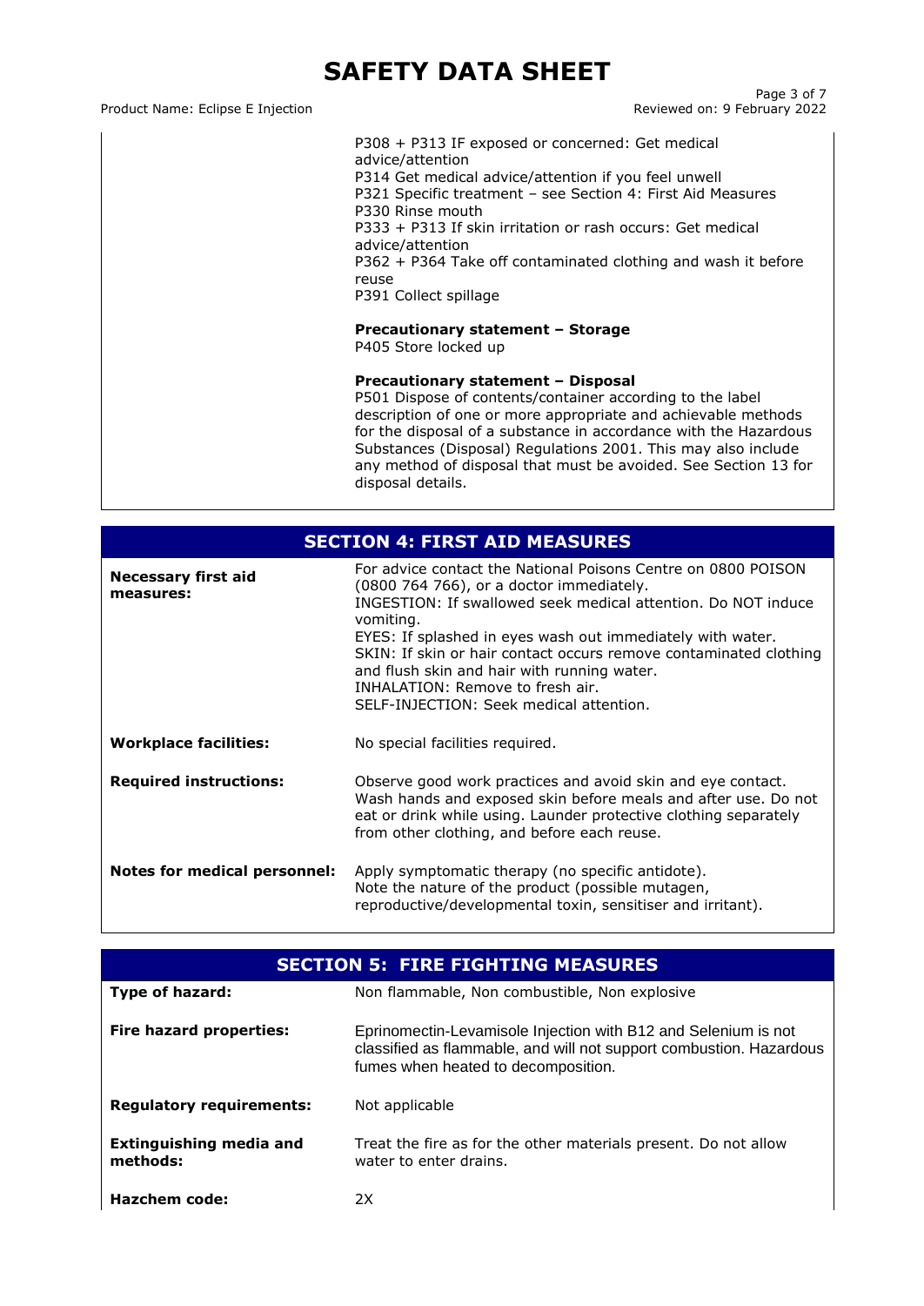P308 + P313 IF exposed or concerned: Get medical advice/attention
P314 Get medical advice/attention if you feel unwell
P321 Specific treatment – see Section 4: First Aid Measures
P330 Rinse mouth
P333 + P313 If skin irritation or rash occurs: Get medical advice/attention
P362 + P364 Take off contaminated clothing and wash it before reuse
P391 Collect spillage

**Precautionary statement – Storage**
P405 Store locked up

**Precautionary statement – Disposal**
P501 Dispose of contents/container according to the label description of one or more appropriate and achievable methods for the disposal of a substance in accordance with the Hazardous Substances (Disposal) Regulations 2001. This may also include any method of disposal that must be avoided. See Section 13 for disposal details.

## SECTION 4: FIRST AID MEASURES

| | |
|---|---|
| **Necessary first aid measures:** | For advice contact the National Poisons Centre on 0800 POISON (0800 764 766), or a doctor immediately.<br>INGESTION: If swallowed seek medical attention. Do NOT induce vomiting.<br>EYES: If splashed in eyes wash out immediately with water.<br>SKIN: If skin or hair contact occurs remove contaminated clothing and flush skin and hair with running water.<br>INHALATION: Remove to fresh air.<br>SELF-INJECTION: Seek medical attention. |
| **Workplace facilities:** | No special facilities required. |
| **Required instructions:** | Observe good work practices and avoid skin and eye contact. Wash hands and exposed skin before meals and after use. Do not eat or drink while using. Launder protective clothing separately from other clothing, and before each reuse. |
| **Notes for medical personnel:** | Apply symptomatic therapy (no specific antidote). Note the nature of the product (possible mutagen, reproductive/developmental toxin, sensitiser and irritant). |

## SECTION 5: FIRE FIGHTING MEASURES

| | |
|---|---|
| **Type of hazard:** | Non flammable, Non combustible, Non explosive |
| **Fire hazard properties:** | Eprinomectin-Levamisole Injection with B12 and Selenium is not classified as flammable, and will not support combustion. Hazardous fumes when heated to decomposition. |
| **Regulatory requirements:** | Not applicable |
| **Extinguishing media and methods:** | Treat the fire as for the other materials present. Do not allow water to enter drains. |
| **Hazchem code:** | 2X |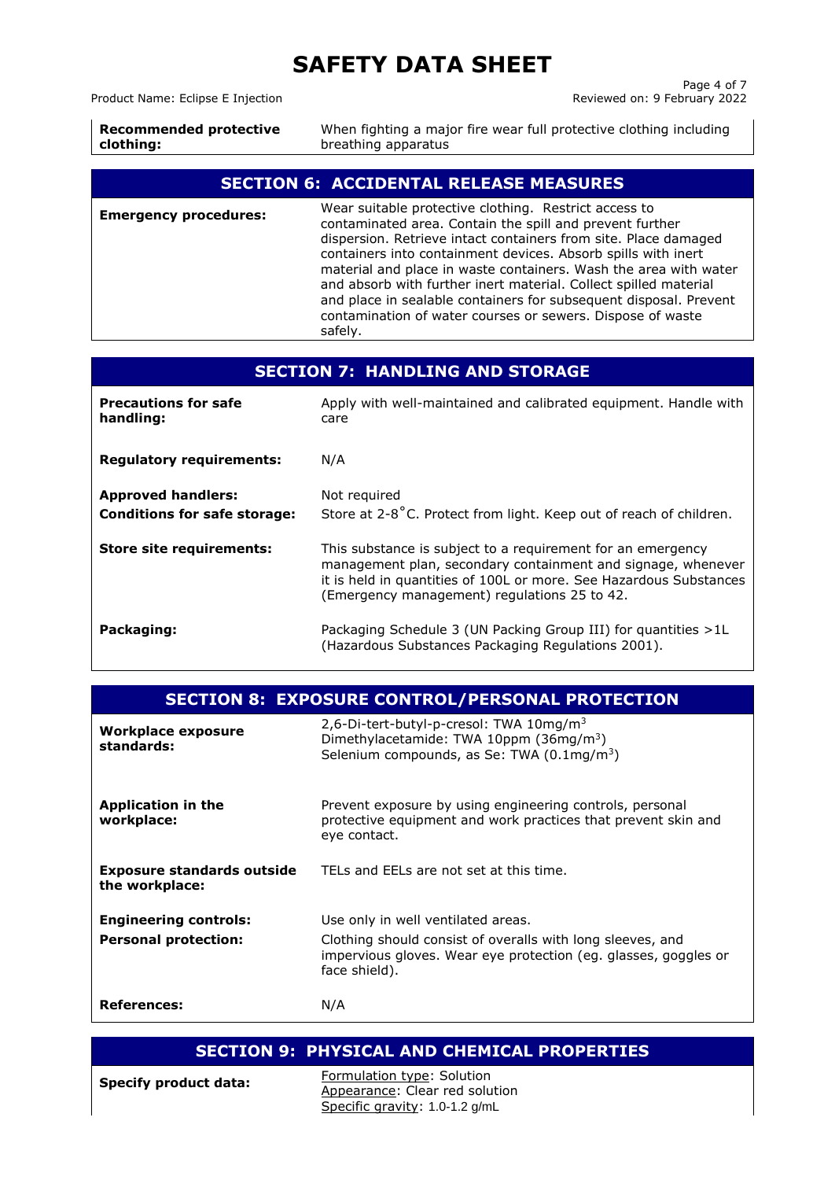| | |
|---|---|
| **Recommended protective clothing:** | When fighting a major fire wear full protective clothing including breathing apparatus |

## SECTION 6: ACCIDENTAL RELEASE MEASURES

| | |
|---|---|
| **Emergency procedures:** | Wear suitable protective clothing. Restrict access to contaminated area. Contain the spill and prevent further dispersion. Retrieve intact containers from site. Place damaged containers into containment devices. Absorb spills with inert material and place in waste containers. Wash the area with water and absorb with further inert material. Collect spilled material and place in sealable containers for subsequent disposal. Prevent contamination of water courses or sewers. Dispose of waste safely. |

## SECTION 7: HANDLING AND STORAGE

| | |
|---|---|
| **Precautions for safe handling:** | Apply with well-maintained and calibrated equipment. Handle with care |
| **Regulatory requirements:** | N/A |
| **Approved handlers:** | Not required |
| **Conditions for safe storage:** | Store at 2-8˚C. Protect from light. Keep out of reach of children. |
| **Store site requirements:** | This substance is subject to a requirement for an emergency management plan, secondary containment and signage, whenever it is held in quantities of 100L or more. See Hazardous Substances (Emergency management) regulations 25 to 42. |
| **Packaging:** | Packaging Schedule 3 (UN Packing Group III) for quantities >1L (Hazardous Substances Packaging Regulations 2001). |

## SECTION 8: EXPOSURE CONTROL/PERSONAL PROTECTION

| | |
|---|---|
| **Workplace exposure standards:** | 2,6-Di-tert-butyl-p-cresol: TWA 10mg/$m^3$<br>Dimethylacetamide: TWA 10ppm (36mg/$m^3$)<br>Selenium compounds, as Se: TWA (0.1mg/$m^3$) |
| **Application in the workplace:** | Prevent exposure by using engineering controls, personal protective equipment and work practices that prevent skin and eye contact. |
| **Exposure standards outside the workplace:** | TELs and EELs are not set at this time. |
| **Engineering controls:** | Use only in well ventilated areas. |
| **Personal protection:** | Clothing should consist of overalls with long sleeves, and impervious gloves. Wear eye protection (eg. glasses, goggles or face shield). |
| **References:** | N/A |

## SECTION 9: PHYSICAL AND CHEMICAL PROPERTIES

| | |
|---|---|
| **Specify product data:** | Formulation type: Solution<br>Appearance: Clear red solution<br>Specific gravity: 1.0-1.2 g/mL |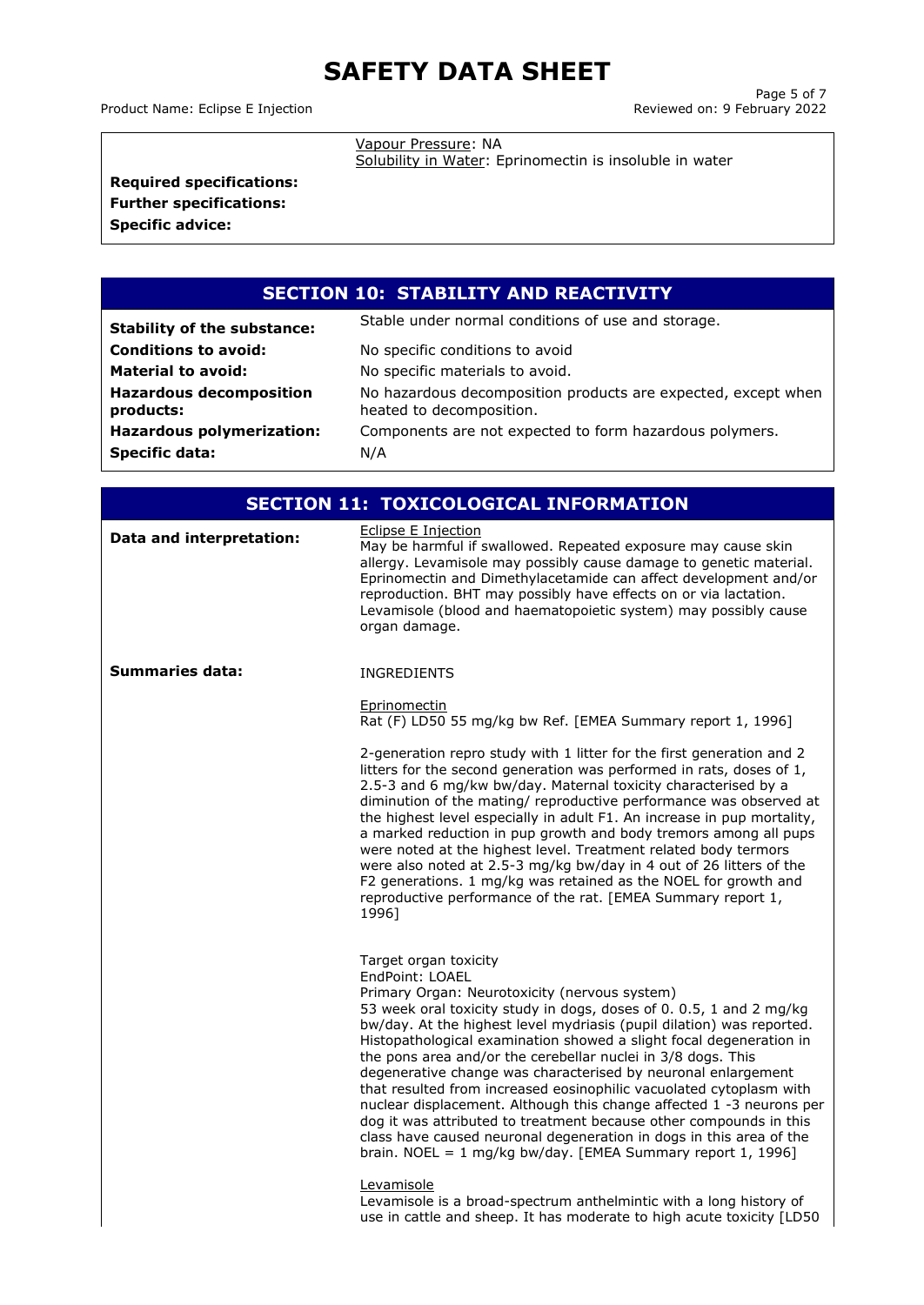| | |
|---|---|
| | Vapour Pressure: NA |
| | Solubility in Water: Eprinomectin is insoluble in water |
| **Required specifications:** | |
| **Further specifications:** | |
| **Specific advice:** | |

## SECTION 10: STABILITY AND REACTIVITY

| | |
|---|---|
| **Stability of the substance:** | Stable under normal conditions of use and storage. |
| **Conditions to avoid:** | No specific conditions to avoid |
| **Material to avoid:** | No specific materials to avoid. |
| **Hazardous decomposition products:** | No hazardous decomposition products are expected, except when heated to decomposition. |
| **Hazardous polymerization:** | Components are not expected to form hazardous polymers. |
| **Specific data:** | N/A |

## SECTION 11: TOXICOLOGICAL INFORMATION

**Data and interpretation:**

Eclipse E Injection
May be harmful if swallowed. Repeated exposure may cause skin allergy. Levamisole may possibly cause damage to genetic material. Eprinomectin and Dimethylacetamide can affect development and/or reproduction. BHT may possibly have effects on or via lactation. Levamisole (blood and haematopoietic system) may possibly cause organ damage.

**Summaries data:**

INGREDIENTS

Eprinomectin
Rat (F) LD50 55 mg/kg bw Ref. [EMEA Summary report 1, 1996]

2-generation repro study with 1 litter for the first generation and 2 litters for the second generation was performed in rats, doses of 1, 2.5-3 and 6 mg/kw bw/day. Maternal toxicity characterised by a diminution of the mating/ reproductive performance was observed at the highest level especially in adult F1. An increase in pup mortality, a marked reduction in pup growth and body tremors among all pups were noted at the highest level. Treatment related body termors were also noted at 2.5-3 mg/kg bw/day in 4 out of 26 litters of the F2 generations. 1 mg/kg was retained as the NOEL for growth and reproductive performance of the rat. [EMEA Summary report 1, 1996]

Target organ toxicity
EndPoint: LOAEL
Primary Organ: Neurotoxicity (nervous system)
53 week oral toxicity study in dogs, doses of 0. 0.5, 1 and 2 mg/kg bw/day. At the highest level mydriasis (pupil dilation) was reported. Histopathological examination showed a slight focal degeneration in the pons area and/or the cerebellar nuclei in 3/8 dogs. This degenerative change was characterised by neuronal enlargement that resulted from increased eosinophilic vacuolated cytoplasm with nuclear displacement. Although this change affected 1 -3 neurons per dog it was attributed to treatment because other compounds in this class have caused neuronal degeneration in dogs in this area of the brain. NOEL = 1 mg/kg bw/day. [EMEA Summary report 1, 1996]

Levamisole
Levamisole is a broad-spectrum anthelmintic with a long history of use in cattle and sheep. It has moderate to high acute toxicity [LD50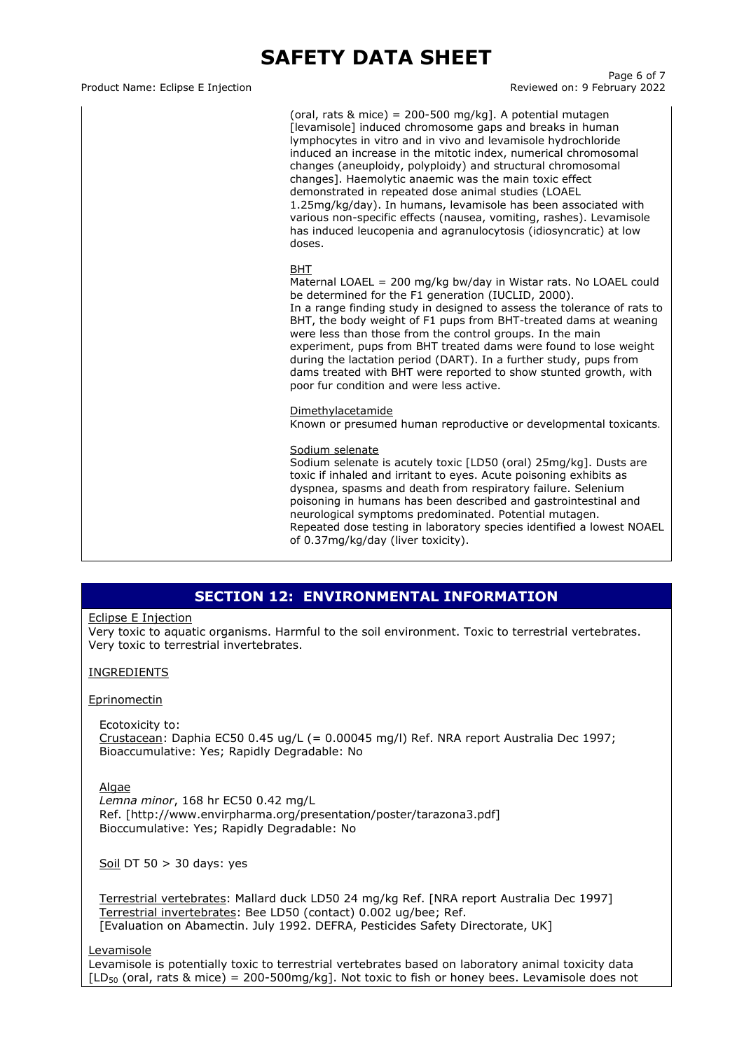(oral, rats & mice) = 200-500 mg/kg]. A potential mutagen [levamisole] induced chromosome gaps and breaks in human lymphocytes in vitro and in vivo and levamisole hydrochloride induced an increase in the mitotic index, numerical chromosomal changes (aneuploidy, polyploidy) and structural chromosomal changes]. Haemolytic anaemic was the main toxic effect demonstrated in repeated dose animal studies (LOAEL 1.25mg/kg/day). In humans, levamisole has been associated with various non-specific effects (nausea, vomiting, rashes). Levamisole has induced leucopenia and agranulocytosis (idiosyncratic) at low doses.

BHT
Maternal LOAEL = 200 mg/kg bw/day in Wistar rats. No LOAEL could be determined for the F1 generation (IUCLID, 2000).
In a range finding study in designed to assess the tolerance of rats to BHT, the body weight of F1 pups from BHT-treated dams at weaning were less than those from the control groups. In the main experiment, pups from BHT treated dams were found to lose weight during the lactation period (DART). In a further study, pups from dams treated with BHT were reported to show stunted growth, with poor fur condition and were less active.

Dimethylacetamide
Known or presumed human reproductive or developmental toxicants.

Sodium selenate
Sodium selenate is acutely toxic [LD50 (oral) 25mg/kg]. Dusts are toxic if inhaled and irritant to eyes. Acute poisoning exhibits as dyspnea, spasms and death from respiratory failure. Selenium poisoning in humans has been described and gastrointestinal and neurological symptoms predominated. Potential mutagen.
Repeated dose testing in laboratory species identified a lowest NOAEL of 0.37mg/kg/day (liver toxicity).

## SECTION 12: ENVIRONMENTAL INFORMATION

Eclipse E Injection
Very toxic to aquatic organisms. Harmful to the soil environment. Toxic to terrestrial vertebrates. Very toxic to terrestrial invertebrates.

INGREDIENTS

Eprinomectin

Ecotoxicity to:
Crustacean: Daphia EC50 0.45 ug/L (= 0.00045 mg/l) Ref. NRA report Australia Dec 1997; Bioaccumulative: Yes; Rapidly Degradable: No

Algae
*Lemna minor*, 168 hr EC50 0.42 mg/L
Ref. [http://www.envirpharma.org/presentation/poster/tarazona3.pdf]
Bioccumulative: Yes; Rapidly Degradable: No

Soil DT 50 > 30 days: yes

Terrestrial vertebrates: Mallard duck LD50 24 mg/kg Ref. [NRA report Australia Dec 1997]
Terrestrial invertebrates: Bee LD50 (contact) 0.002 ug/bee; Ref.
[Evaluation on Abamectin. July 1992. DEFRA, Pesticides Safety Directorate, UK]

Levamisole
Levamisole is potentially toxic to terrestrial vertebrates based on laboratory animal toxicity data [$LD_{50}$ (oral, rats & mice) = 200-500mg/kg]. Not toxic to fish or honey bees. Levamisole does not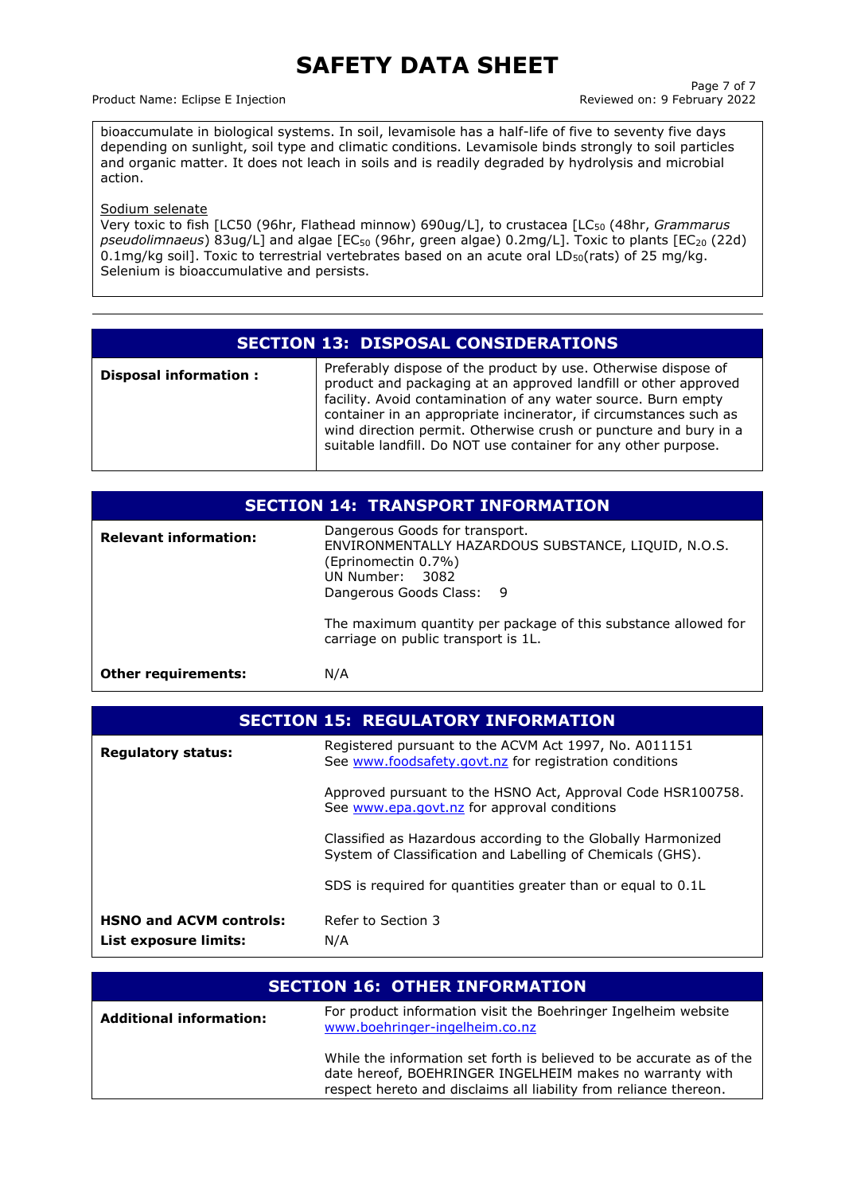bioaccumulate in biological systems. In soil, levamisole has a half-life of five to seventy five days depending on sunlight, soil type and climatic conditions. Levamisole binds strongly to soil particles and organic matter. It does not leach in soils and is readily degraded by hydrolysis and microbial action.

Sodium selenate

Very toxic to fish [LC50 (96hr, Flathead minnow) 690ug/L], to crustacea [$LC_{50}$ (48hr, *Grammarus pseudolimnaeus*) 83ug/L] and algae [$EC_{50}$ (96hr, green algae) 0.2mg/L]. Toxic to plants [$EC_{20}$ (22d) 0.1mg/kg soil]. Toxic to terrestrial vertebrates based on an acute oral $LD_{50}$(rats) of 25 mg/kg. Selenium is bioaccumulative and persists.

## SECTION 13: DISPOSAL CONSIDERATIONS

| | |
|---|---|
| **Disposal information :** | Preferably dispose of the product by use. Otherwise dispose of product and packaging at an approved landfill or other approved facility. Avoid contamination of any water source. Burn empty container in an appropriate incinerator, if circumstances such as wind direction permit. Otherwise crush or puncture and bury in a suitable landfill. Do NOT use container for any other purpose. |

## SECTION 14: TRANSPORT INFORMATION

| | |
|---|---|
| **Relevant information:** | Dangerous Goods for transport.<br>ENVIRONMENTALLY HAZARDOUS SUBSTANCE, LIQUID, N.O.S. (Eprinomectin 0.7%)<br>UN Number: 3082<br>Dangerous Goods Class: 9<br><br>The maximum quantity per package of this substance allowed for carriage on public transport is 1L. |
| **Other requirements:** | N/A |

## SECTION 15: REGULATORY INFORMATION

| | |
|---|---|
| **Regulatory status:** | Registered pursuant to the ACVM Act 1997, No. A011151<br>See www.foodsafety.govt.nz for registration conditions<br><br>Approved pursuant to the HSNO Act, Approval Code HSR100758. See www.epa.govt.nz for approval conditions<br><br>Classified as Hazardous according to the Globally Harmonized System of Classification and Labelling of Chemicals (GHS).<br><br>SDS is required for quantities greater than or equal to 0.1L |
| **HSNO and ACVM controls:** | Refer to Section 3 |
| **List exposure limits:** | N/A |

## SECTION 16: OTHER INFORMATION

| | |
|---|---|
| **Additional information:** | For product information visit the Boehringer Ingelheim website www.boehringer-ingelheim.co.nz<br><br>While the information set forth is believed to be accurate as of the date hereof, BOEHRINGER INGELHEIM makes no warranty with respect hereto and disclaims all liability from reliance thereon. |